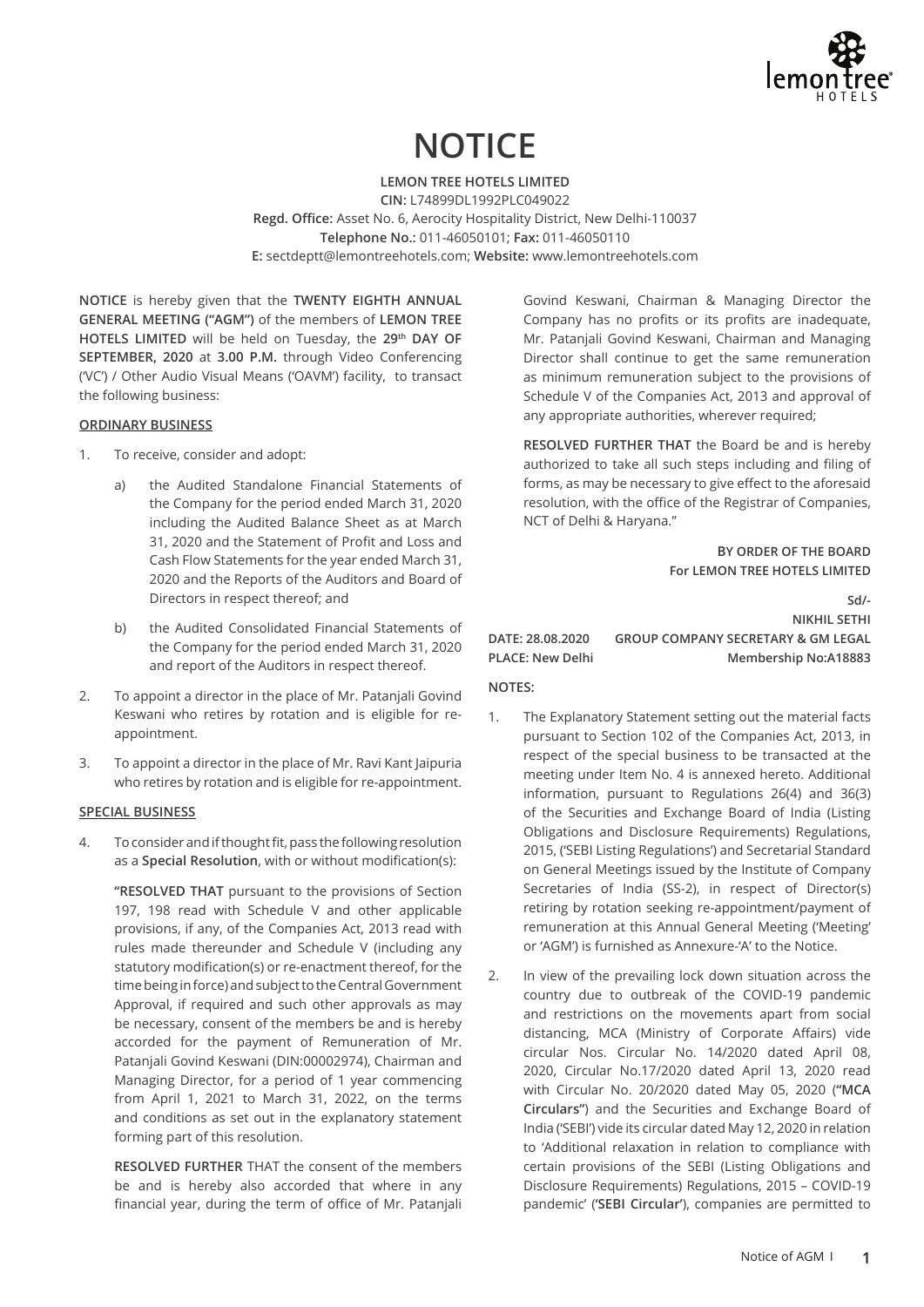# NOTICE

**LEMON TREE HOTELS LIMITED**
**CIN:** L74899DL1992PLC049022
**Regd. Office:** Asset No. 6, Aerocity Hospitality District, New Delhi-110037
**Telephone No.:** 011-46050101; **Fax:** 011-46050110
**E:** sectdeptt@lemontreehotels.com; **Website:** www.lemontreehotels.com

**NOTICE** is hereby given that the **TWENTY EIGHTH ANNUAL GENERAL MEETING ("AGM")** of the members of **LEMON TREE HOTELS LIMITED** will be held on Tuesday, the **29th DAY OF SEPTEMBER, 2020** at **3.00 P.M.** through Video Conferencing ('VC') / Other Audio Visual Means ('OAVM') facility, to transact the following business:

## ORDINARY BUSINESS

1. To receive, consider and adopt:

   a) the Audited Standalone Financial Statements of the Company for the period ended March 31, 2020 including the Audited Balance Sheet as at March 31, 2020 and the Statement of Profit and Loss and Cash Flow Statements for the year ended March 31, 2020 and the Reports of the Auditors and Board of Directors in respect thereof; and

   b) the Audited Consolidated Financial Statements of the Company for the period ended March 31, 2020 and report of the Auditors in respect thereof.

2. To appoint a director in the place of Mr. Patanjali Govind Keswani who retires by rotation and is eligible for re-appointment.

3. To appoint a director in the place of Mr. Ravi Kant Jaipuria who retires by rotation and is eligible for re-appointment.

## SPECIAL BUSINESS

4. To consider and if thought fit, pass the following resolution as a **Special Resolution**, with or without modification(s):

   **"RESOLVED THAT** pursuant to the provisions of Section 197, 198 read with Schedule V and other applicable provisions, if any, of the Companies Act, 2013 read with rules made thereunder and Schedule V (including any statutory modification(s) or re-enactment thereof, for the time being in force) and subject to the Central Government Approval, if required and such other approvals as may be necessary, consent of the members be and is hereby accorded for the payment of Remuneration of Mr. Patanjali Govind Keswani (DIN:00002974), Chairman and Managing Director, for a period of 1 year commencing from April 1, 2021 to March 31, 2022, on the terms and conditions as set out in the explanatory statement forming part of this resolution.

   **RESOLVED FURTHER** THAT the consent of the members be and is hereby also accorded that where in any financial year, during the term of office of Mr. Patanjali Govind Keswani, Chairman & Managing Director the Company has no profits or its profits are inadequate, Mr. Patanjali Govind Keswani, Chairman and Managing Director shall continue to get the same remuneration as minimum remuneration subject to the provisions of Schedule V of the Companies Act, 2013 and approval of any appropriate authorities, wherever required;

   **RESOLVED FURTHER THAT** the Board be and is hereby authorized to take all such steps including and filing of forms, as may be necessary to give effect to the aforesaid resolution, with the office of the Registrar of Companies, NCT of Delhi & Haryana."

**BY ORDER OF THE BOARD**
**For LEMON TREE HOTELS LIMITED**

**Sd/-**
**NIKHIL SETHI**
**GROUP COMPANY SECRETARY & GM LEGAL**
**Membership No:A18883**

**DATE: 28.08.2020**
**PLACE: New Delhi**

**NOTES:**

1. The Explanatory Statement setting out the material facts pursuant to Section 102 of the Companies Act, 2013, in respect of the special business to be transacted at the meeting under Item No. 4 is annexed hereto. Additional information, pursuant to Regulations 26(4) and 36(3) of the Securities and Exchange Board of India (Listing Obligations and Disclosure Requirements) Regulations, 2015, ('SEBI Listing Regulations') and Secretarial Standard on General Meetings issued by the Institute of Company Secretaries of India (SS-2), in respect of Director(s) retiring by rotation seeking re-appointment/payment of remuneration at this Annual General Meeting ('Meeting' or 'AGM') is furnished as Annexure-'A' to the Notice.

2. In view of the prevailing lock down situation across the country due to outbreak of the COVID-19 pandemic and restrictions on the movements apart from social distancing, MCA (Ministry of Corporate Affairs) vide circular Nos. Circular No. 14/2020 dated April 08, 2020, Circular No.17/2020 dated April 13, 2020 read with Circular No. 20/2020 dated May 05, 2020 (**"MCA Circulars"**) and the Securities and Exchange Board of India ('SEBI') vide its circular dated May 12, 2020 in relation to 'Additional relaxation in relation to compliance with certain provisions of the SEBI (Listing Obligations and Disclosure Requirements) Regulations, 2015 – COVID-19 pandemic' (**'SEBI Circular'**), companies are permitted to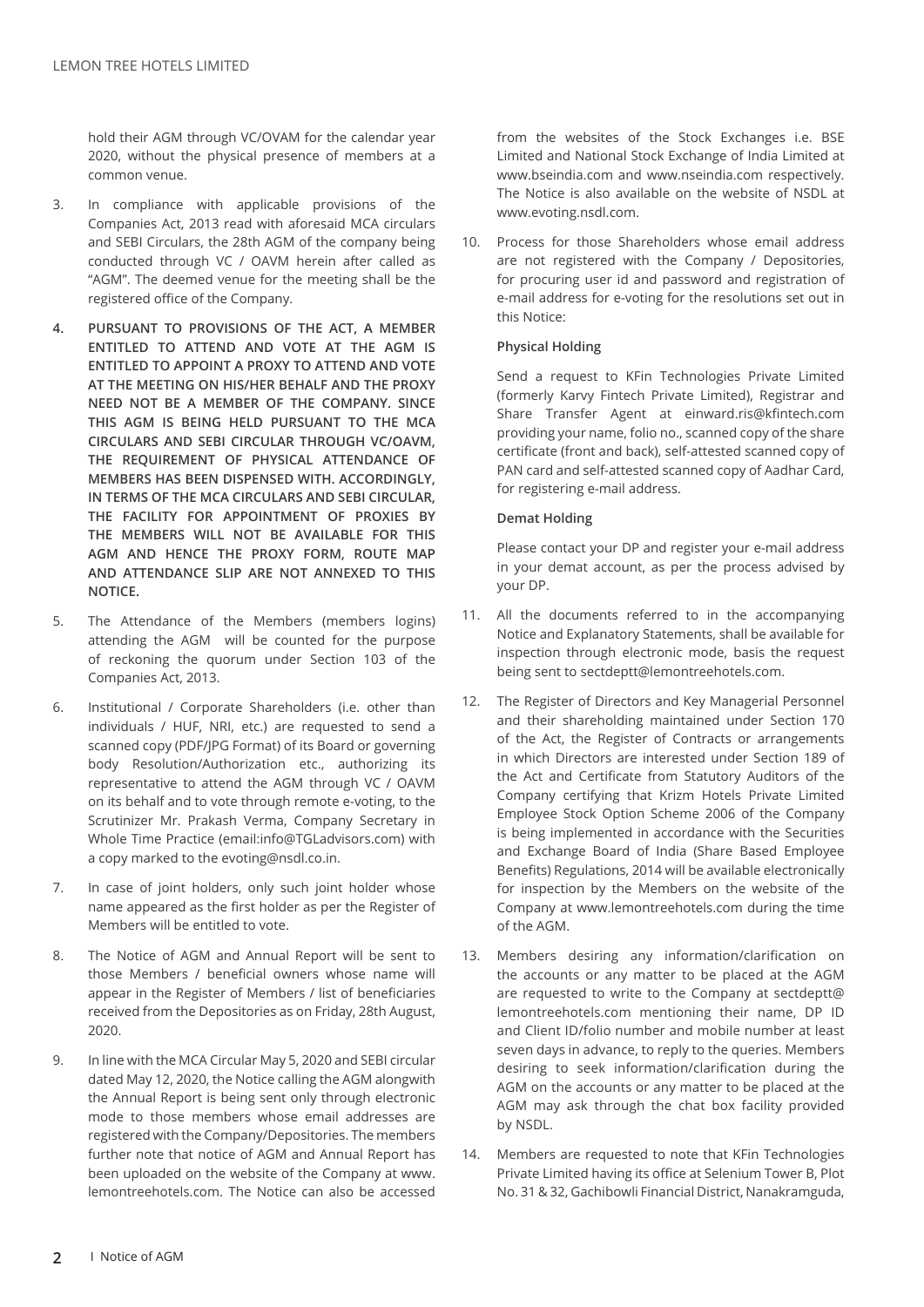hold their AGM through VC/OVAM for the calendar year 2020, without the physical presence of members at a common venue.

3. In compliance with applicable provisions of the Companies Act, 2013 read with aforesaid MCA circulars and SEBI Circulars, the 28th AGM of the company being conducted through VC / OAVM herein after called as "AGM". The deemed venue for the meeting shall be the registered office of the Company.

4. **PURSUANT TO PROVISIONS OF THE ACT, A MEMBER ENTITLED TO ATTEND AND VOTE AT THE AGM IS ENTITLED TO APPOINT A PROXY TO ATTEND AND VOTE AT THE MEETING ON HIS/HER BEHALF AND THE PROXY NEED NOT BE A MEMBER OF THE COMPANY. SINCE THIS AGM IS BEING HELD PURSUANT TO THE MCA CIRCULARS AND SEBI CIRCULAR THROUGH VC/OAVM, THE REQUIREMENT OF PHYSICAL ATTENDANCE OF MEMBERS HAS BEEN DISPENSED WITH. ACCORDINGLY, IN TERMS OF THE MCA CIRCULARS AND SEBI CIRCULAR, THE FACILITY FOR APPOINTMENT OF PROXIES BY THE MEMBERS WILL NOT BE AVAILABLE FOR THIS AGM AND HENCE THE PROXY FORM, ROUTE MAP AND ATTENDANCE SLIP ARE NOT ANNEXED TO THIS NOTICE.**

5. The Attendance of the Members (members logins) attending the AGM will be counted for the purpose of reckoning the quorum under Section 103 of the Companies Act, 2013.

6. Institutional / Corporate Shareholders (i.e. other than individuals / HUF, NRI, etc.) are requested to send a scanned copy (PDF/JPG Format) of its Board or governing body Resolution/Authorization etc., authorizing its representative to attend the AGM through VC / OAVM on its behalf and to vote through remote e-voting, to the Scrutinizer Mr. Prakash Verma, Company Secretary in Whole Time Practice (email:info@TGLadvisors.com) with a copy marked to the evoting@nsdl.co.in.

7. In case of joint holders, only such joint holder whose name appeared as the first holder as per the Register of Members will be entitled to vote.

8. The Notice of AGM and Annual Report will be sent to those Members / beneficial owners whose name will appear in the Register of Members / list of beneficiaries received from the Depositories as on Friday, 28th August, 2020.

9. In line with the MCA Circular May 5, 2020 and SEBI circular dated May 12, 2020, the Notice calling the AGM alongwith the Annual Report is being sent only through electronic mode to those members whose email addresses are registered with the Company/Depositories. The members further note that notice of AGM and Annual Report has been uploaded on the website of the Company at www.lemontreehotels.com. The Notice can also be accessed from the websites of the Stock Exchanges i.e. BSE Limited and National Stock Exchange of India Limited at www.bseindia.com and www.nseindia.com respectively. The Notice is also available on the website of NSDL at www.evoting.nsdl.com.

10. Process for those Shareholders whose email address are not registered with the Company / Depositories, for procuring user id and password and registration of e-mail address for e-voting for the resolutions set out in this Notice:

    **Physical Holding**

    Send a request to KFin Technologies Private Limited (formerly Karvy Fintech Private Limited), Registrar and Share Transfer Agent at einward.ris@kfintech.com providing your name, folio no., scanned copy of the share certificate (front and back), self-attested scanned copy of PAN card and self-attested scanned copy of Aadhar Card, for registering e-mail address.

    **Demat Holding**

    Please contact your DP and register your e-mail address in your demat account, as per the process advised by your DP.

11. All the documents referred to in the accompanying Notice and Explanatory Statements, shall be available for inspection through electronic mode, basis the request being sent to sectdeptt@lemontreehotels.com.

12. The Register of Directors and Key Managerial Personnel and their shareholding maintained under Section 170 of the Act, the Register of Contracts or arrangements in which Directors are interested under Section 189 of the Act and Certificate from Statutory Auditors of the Company certifying that Krizm Hotels Private Limited Employee Stock Option Scheme 2006 of the Company is being implemented in accordance with the Securities and Exchange Board of India (Share Based Employee Benefits) Regulations, 2014 will be available electronically for inspection by the Members on the website of the Company at www.lemontreehotels.com during the time of the AGM.

13. Members desiring any information/clarification on the accounts or any matter to be placed at the AGM are requested to write to the Company at sectdeptt@lemontreehotels.com mentioning their name, DP ID and Client ID/folio number and mobile number at least seven days in advance, to reply to the queries. Members desiring to seek information/clarification during the AGM on the accounts or any matter to be placed at the AGM may ask through the chat box facility provided by NSDL.

14. Members are requested to note that KFin Technologies Private Limited having its office at Selenium Tower B, Plot No. 31 & 32, Gachibowli Financial District, Nanakramguda,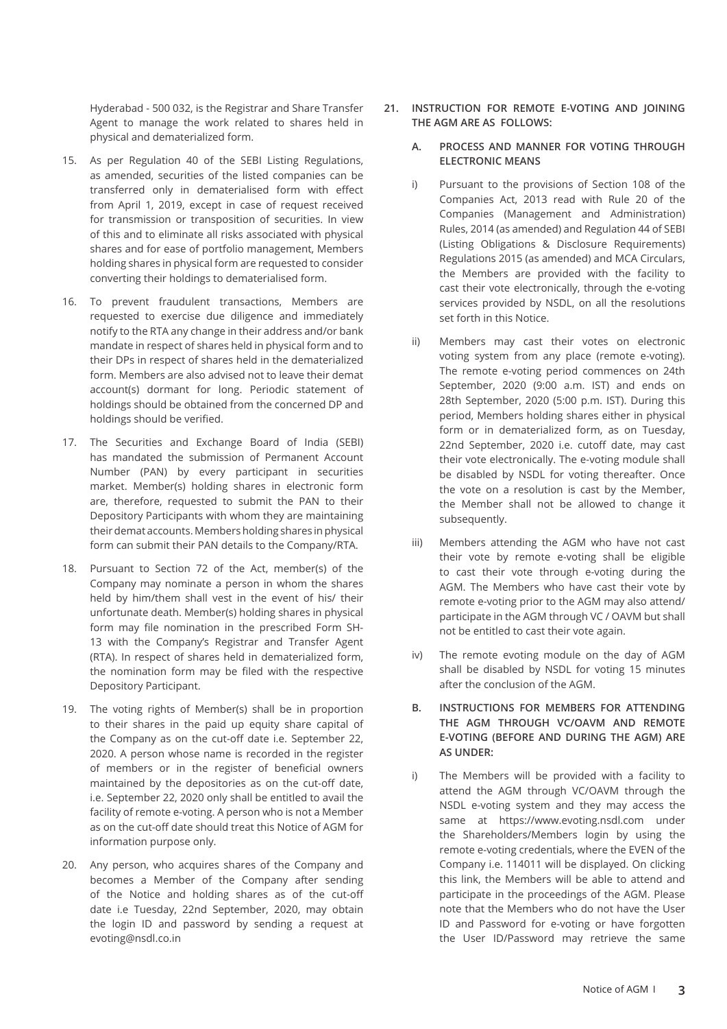Hyderabad - 500 032, is the Registrar and Share Transfer Agent to manage the work related to shares held in physical and dematerialized form.

15. As per Regulation 40 of the SEBI Listing Regulations, as amended, securities of the listed companies can be transferred only in dematerialised form with effect from April 1, 2019, except in case of request received for transmission or transposition of securities. In view of this and to eliminate all risks associated with physical shares and for ease of portfolio management, Members holding shares in physical form are requested to consider converting their holdings to dematerialised form.

16. To prevent fraudulent transactions, Members are requested to exercise due diligence and immediately notify to the RTA any change in their address and/or bank mandate in respect of shares held in physical form and to their DPs in respect of shares held in the dematerialized form. Members are also advised not to leave their demat account(s) dormant for long. Periodic statement of holdings should be obtained from the concerned DP and holdings should be verified.

17. The Securities and Exchange Board of India (SEBI) has mandated the submission of Permanent Account Number (PAN) by every participant in securities market. Member(s) holding shares in electronic form are, therefore, requested to submit the PAN to their Depository Participants with whom they are maintaining their demat accounts. Members holding shares in physical form can submit their PAN details to the Company/RTA.

18. Pursuant to Section 72 of the Act, member(s) of the Company may nominate a person in whom the shares held by him/them shall vest in the event of his/ their unfortunate death. Member(s) holding shares in physical form may file nomination in the prescribed Form SH-13 with the Company's Registrar and Transfer Agent (RTA). In respect of shares held in dematerialized form, the nomination form may be filed with the respective Depository Participant.

19. The voting rights of Member(s) shall be in proportion to their shares in the paid up equity share capital of the Company as on the cut-off date i.e. September 22, 2020. A person whose name is recorded in the register of members or in the register of beneficial owners maintained by the depositories as on the cut-off date, i.e. September 22, 2020 only shall be entitled to avail the facility of remote e-voting. A person who is not a Member as on the cut-off date should treat this Notice of AGM for information purpose only.

20. Any person, who acquires shares of the Company and becomes a Member of the Company after sending of the Notice and holding shares as of the cut-off date i.e Tuesday, 22nd September, 2020, may obtain the login ID and password by sending a request at evoting@nsdl.co.in

21. **INSTRUCTION FOR REMOTE E-VOTING AND JOINING THE AGM ARE AS FOLLOWS:**

**A. PROCESS AND MANNER FOR VOTING THROUGH ELECTRONIC MEANS**

i) Pursuant to the provisions of Section 108 of the Companies Act, 2013 read with Rule 20 of the Companies (Management and Administration) Rules, 2014 (as amended) and Regulation 44 of SEBI (Listing Obligations & Disclosure Requirements) Regulations 2015 (as amended) and MCA Circulars, the Members are provided with the facility to cast their vote electronically, through the e-voting services provided by NSDL, on all the resolutions set forth in this Notice.

ii) Members may cast their votes on electronic voting system from any place (remote e-voting). The remote e-voting period commences on 24th September, 2020 (9:00 a.m. IST) and ends on 28th September, 2020 (5:00 p.m. IST). During this period, Members holding shares either in physical form or in dematerialized form, as on Tuesday, 22nd September, 2020 i.e. cutoff date, may cast their vote electronically. The e-voting module shall be disabled by NSDL for voting thereafter. Once the vote on a resolution is cast by the Member, the Member shall not be allowed to change it subsequently.

iii) Members attending the AGM who have not cast their vote by remote e-voting shall be eligible to cast their vote through e-voting during the AGM. The Members who have cast their vote by remote e-voting prior to the AGM may also attend/ participate in the AGM through VC / OAVM but shall not be entitled to cast their vote again.

iv) The remote evoting module on the day of AGM shall be disabled by NSDL for voting 15 minutes after the conclusion of the AGM.

**B. INSTRUCTIONS FOR MEMBERS FOR ATTENDING THE AGM THROUGH VC/OAVM AND REMOTE E-VOTING (BEFORE AND DURING THE AGM) ARE AS UNDER:**

i) The Members will be provided with a facility to attend the AGM through VC/OAVM through the NSDL e-voting system and they may access the same at https://www.evoting.nsdl.com under the Shareholders/Members login by using the remote e-voting credentials, where the EVEN of the Company i.e. 114011 will be displayed. On clicking this link, the Members will be able to attend and participate in the proceedings of the AGM. Please note that the Members who do not have the User ID and Password for e-voting or have forgotten the User ID/Password may retrieve the same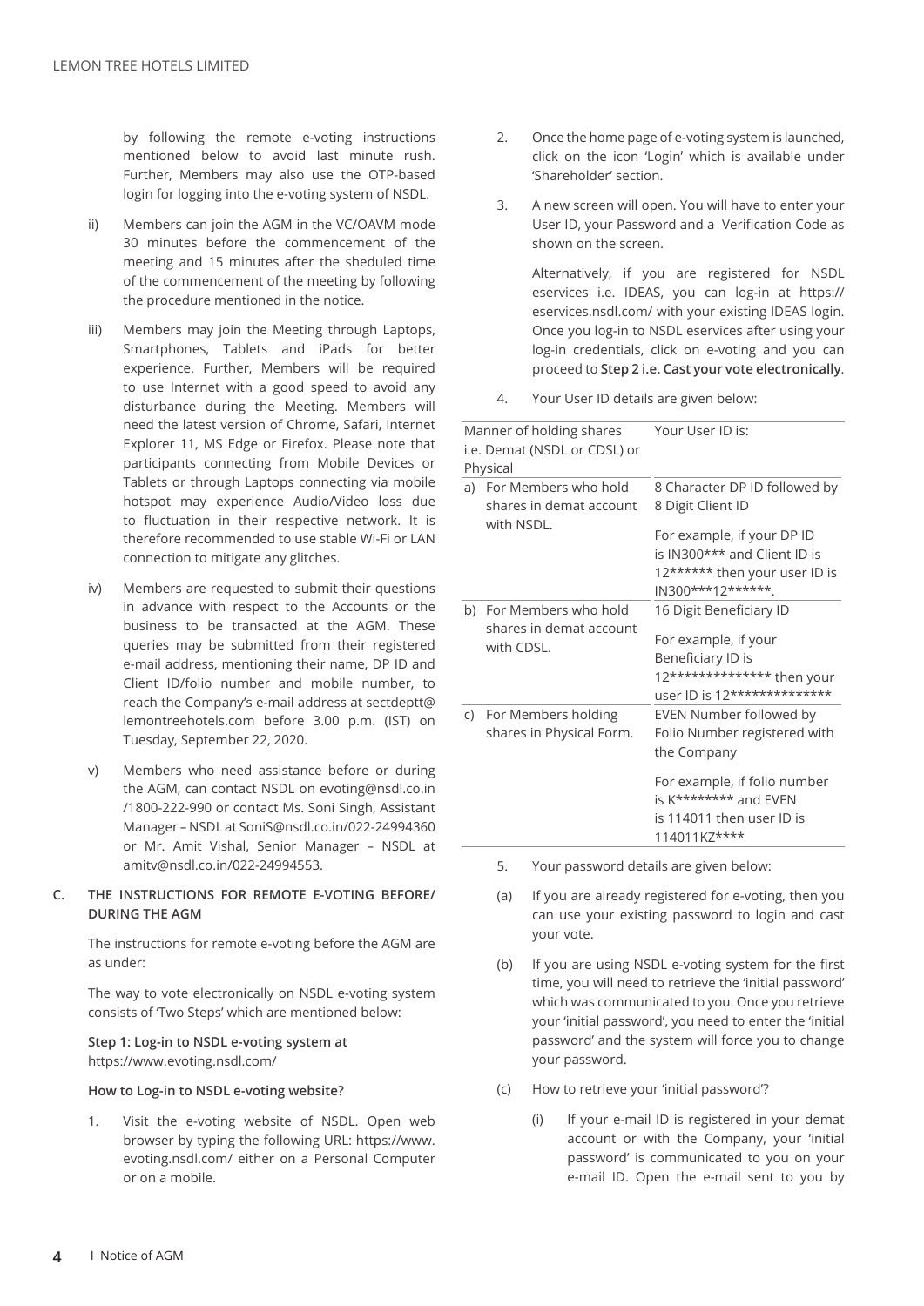by following the remote e-voting instructions mentioned below to avoid last minute rush. Further, Members may also use the OTP-based login for logging into the e-voting system of NSDL.

ii) Members can join the AGM in the VC/OAVM mode 30 minutes before the commencement of the meeting and 15 minutes after the sheduled time of the commencement of the meeting by following the procedure mentioned in the notice.

iii) Members may join the Meeting through Laptops, Smartphones, Tablets and iPads for better experience. Further, Members will be required to use Internet with a good speed to avoid any disturbance during the Meeting. Members will need the latest version of Chrome, Safari, Internet Explorer 11, MS Edge or Firefox. Please note that participants connecting from Mobile Devices or Tablets or through Laptops connecting via mobile hotspot may experience Audio/Video loss due to fluctuation in their respective network. It is therefore recommended to use stable Wi-Fi or LAN connection to mitigate any glitches.

iv) Members are requested to submit their questions in advance with respect to the Accounts or the business to be transacted at the AGM. These queries may be submitted from their registered e-mail address, mentioning their name, DP ID and Client ID/folio number and mobile number, to reach the Company's e-mail address at sectdeptt@lemontreehotels.com before 3.00 p.m. (IST) on Tuesday, September 22, 2020.

v) Members who need assistance before or during the AGM, can contact NSDL on evoting@nsdl.co.in /1800-222-990 or contact Ms. Soni Singh, Assistant Manager – NSDL at SoniS@nsdl.co.in/022-24994360 or Mr. Amit Vishal, Senior Manager – NSDL at amitv@nsdl.co.in/022-24994553.

**C. THE INSTRUCTIONS FOR REMOTE E-VOTING BEFORE/ DURING THE AGM**

The instructions for remote e-voting before the AGM are as under:

The way to vote electronically on NSDL e-voting system consists of 'Two Steps' which are mentioned below:

**Step 1: Log-in to NSDL e-voting system at** https://www.evoting.nsdl.com/

**How to Log-in to NSDL e-voting website?**

1. Visit the e-voting website of NSDL. Open web browser by typing the following URL: https://www.evoting.nsdl.com/ either on a Personal Computer or on a mobile.

2. Once the home page of e-voting system is launched, click on the icon 'Login' which is available under 'Shareholder' section.

3. A new screen will open. You will have to enter your User ID, your Password and a Verification Code as shown on the screen.

   Alternatively, if you are registered for NSDL eservices i.e. IDEAS, you can log-in at https://eservices.nsdl.com/ with your existing IDEAS login. Once you log-in to NSDL eservices after using your log-in credentials, click on e-voting and you can proceed to **Step 2 i.e. Cast your vote electronically**.

4. Your User ID details are given below:

| Manner of holding shares i.e. Demat (NSDL or CDSL) or Physical | Your User ID is: |
|---|---|
| a) For Members who hold shares in demat account with NSDL. | 8 Character DP ID followed by 8 Digit Client ID<br>For example, if your DP ID is IN300*** and Client ID is 12****** then your user ID is IN300***12******. |
| b) For Members who hold shares in demat account with CDSL. | 16 Digit Beneficiary ID<br>For example, if your Beneficiary ID is 12************** then your user ID is 12************** |
| c) For Members holding shares in Physical Form. | EVEN Number followed by Folio Number registered with the Company<br>For example, if folio number is K******** and EVEN is 114011 then user ID is 114011KZ**** |

5. Your password details are given below:

(a) If you are already registered for e-voting, then you can use your existing password to login and cast your vote.

(b) If you are using NSDL e-voting system for the first time, you will need to retrieve the 'initial password' which was communicated to you. Once you retrieve your 'initial password', you need to enter the 'initial password' and the system will force you to change your password.

(c) How to retrieve your 'initial password'?

   (i) If your e-mail ID is registered in your demat account or with the Company, your 'initial password' is communicated to you on your e-mail ID. Open the e-mail sent to you by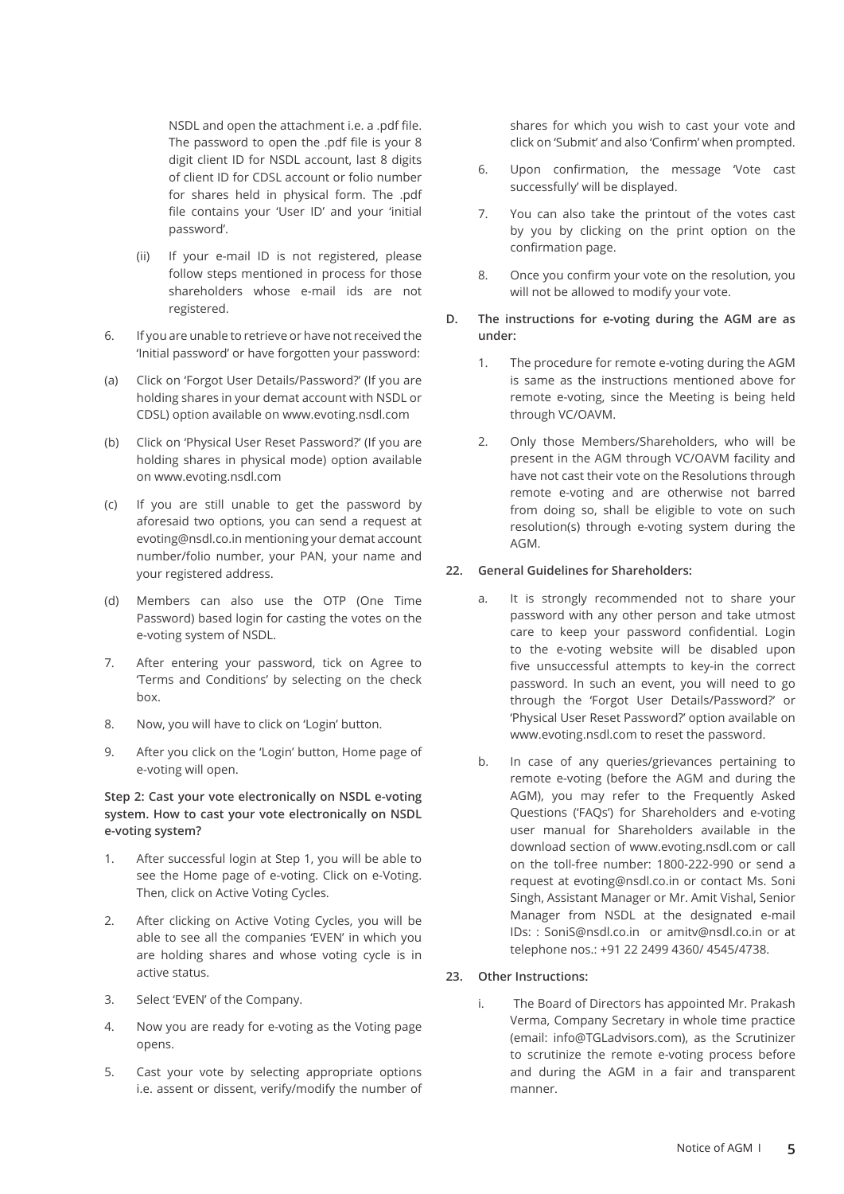NSDL and open the attachment i.e. a .pdf file. The password to open the .pdf file is your 8 digit client ID for NSDL account, last 8 digits of client ID for CDSL account or folio number for shares held in physical form. The .pdf file contains your 'User ID' and your 'initial password'.

(ii) If your e-mail ID is not registered, please follow steps mentioned in process for those shareholders whose e-mail ids are not registered.

6. If you are unable to retrieve or have not received the 'Initial password' or have forgotten your password:

(a) Click on 'Forgot User Details/Password?' (If you are holding shares in your demat account with NSDL or CDSL) option available on www.evoting.nsdl.com

(b) Click on 'Physical User Reset Password?' (If you are holding shares in physical mode) option available on www.evoting.nsdl.com

(c) If you are still unable to get the password by aforesaid two options, you can send a request at evoting@nsdl.co.in mentioning your demat account number/folio number, your PAN, your name and your registered address.

(d) Members can also use the OTP (One Time Password) based login for casting the votes on the e-voting system of NSDL.

7. After entering your password, tick on Agree to 'Terms and Conditions' by selecting on the check box.

8. Now, you will have to click on 'Login' button.

9. After you click on the 'Login' button, Home page of e-voting will open.

**Step 2: Cast your vote electronically on NSDL e-voting system. How to cast your vote electronically on NSDL e-voting system?**

1. After successful login at Step 1, you will be able to see the Home page of e-voting. Click on e-Voting. Then, click on Active Voting Cycles.

2. After clicking on Active Voting Cycles, you will be able to see all the companies 'EVEN' in which you are holding shares and whose voting cycle is in active status.

3. Select 'EVEN' of the Company.

4. Now you are ready for e-voting as the Voting page opens.

5. Cast your vote by selecting appropriate options i.e. assent or dissent, verify/modify the number of shares for which you wish to cast your vote and click on 'Submit' and also 'Confirm' when prompted.

6. Upon confirmation, the message 'Vote cast successfully' will be displayed.

7. You can also take the printout of the votes cast by you by clicking on the print option on the confirmation page.

8. Once you confirm your vote on the resolution, you will not be allowed to modify your vote.

**D. The instructions for e-voting during the AGM are as under:**

1. The procedure for remote e-voting during the AGM is same as the instructions mentioned above for remote e-voting, since the Meeting is being held through VC/OAVM.

2. Only those Members/Shareholders, who will be present in the AGM through VC/OAVM facility and have not cast their vote on the Resolutions through remote e-voting and are otherwise not barred from doing so, shall be eligible to vote on such resolution(s) through e-voting system during the AGM.

**22. General Guidelines for Shareholders:**

a. It is strongly recommended not to share your password with any other person and take utmost care to keep your password confidential. Login to the e-voting website will be disabled upon five unsuccessful attempts to key-in the correct password. In such an event, you will need to go through the 'Forgot User Details/Password?' or 'Physical User Reset Password?' option available on www.evoting.nsdl.com to reset the password.

b. In case of any queries/grievances pertaining to remote e-voting (before the AGM and during the AGM), you may refer to the Frequently Asked Questions ('FAQs') for Shareholders and e-voting user manual for Shareholders available in the download section of www.evoting.nsdl.com or call on the toll-free number: 1800-222-990 or send a request at evoting@nsdl.co.in or contact Ms. Soni Singh, Assistant Manager or Mr. Amit Vishal, Senior Manager from NSDL at the designated e-mail IDs: : SoniS@nsdl.co.in or amitv@nsdl.co.in or at telephone nos.: +91 22 2499 4360/ 4545/4738.

**23. Other Instructions:**

i. The Board of Directors has appointed Mr. Prakash Verma, Company Secretary in whole time practice (email: info@TGLadvisors.com), as the Scrutinizer to scrutinize the remote e-voting process before and during the AGM in a fair and transparent manner.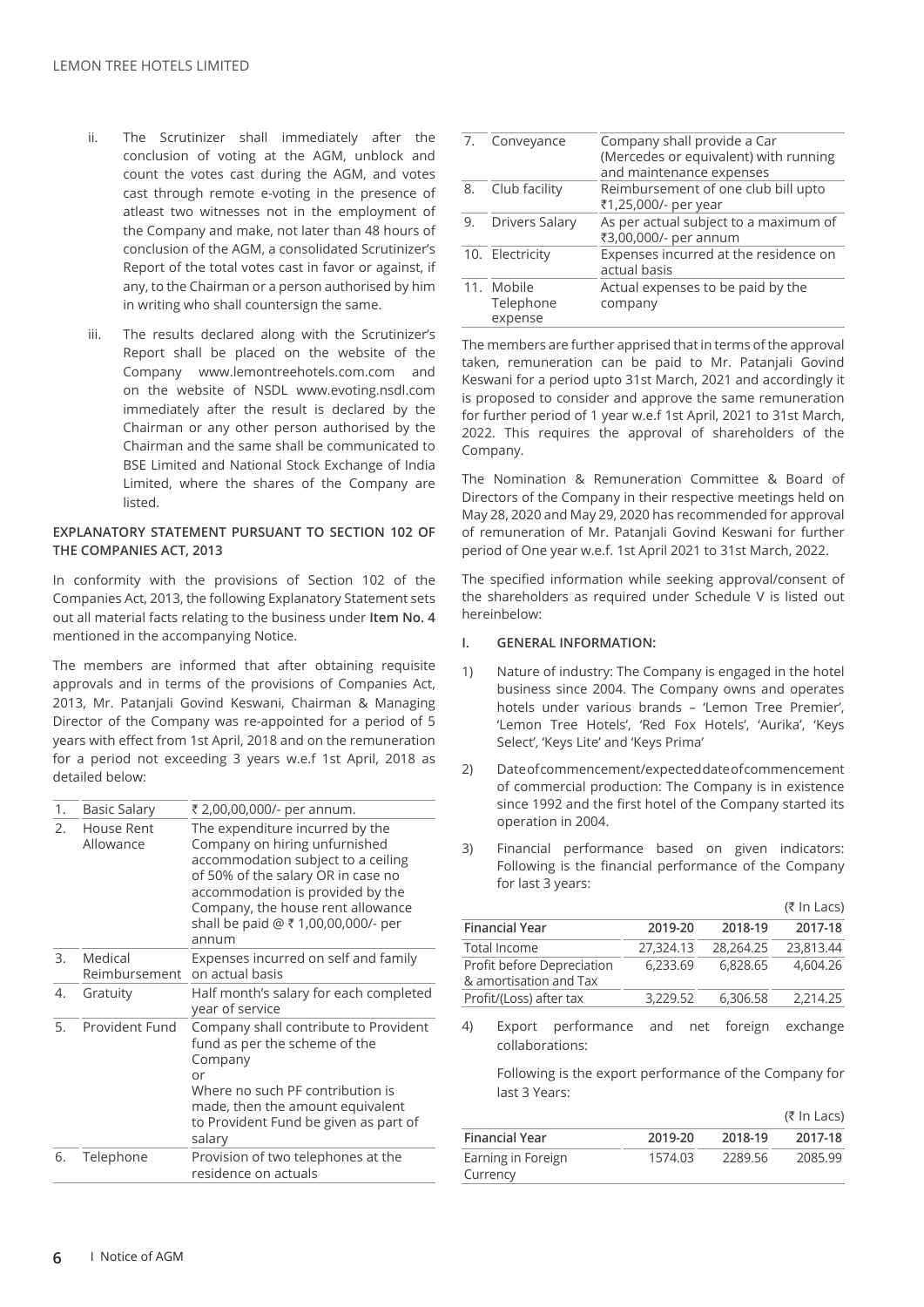ii. The Scrutinizer shall immediately after the conclusion of voting at the AGM, unblock and count the votes cast during the AGM, and votes cast through remote e-voting in the presence of atleast two witnesses not in the employment of the Company and make, not later than 48 hours of conclusion of the AGM, a consolidated Scrutinizer's Report of the total votes cast in favor or against, if any, to the Chairman or a person authorised by him in writing who shall countersign the same.

iii. The results declared along with the Scrutinizer's Report shall be placed on the website of the Company www.lemontreehotels.com.com and on the website of NSDL www.evoting.nsdl.com immediately after the result is declared by the Chairman or any other person authorised by the Chairman and the same shall be communicated to BSE Limited and National Stock Exchange of India Limited, where the shares of the Company are listed.

**EXPLANATORY STATEMENT PURSUANT TO SECTION 102 OF THE COMPANIES ACT, 2013**

In conformity with the provisions of Section 102 of the Companies Act, 2013, the following Explanatory Statement sets out all material facts relating to the business under **Item No. 4** mentioned in the accompanying Notice.

The members are informed that after obtaining requisite approvals and in terms of the provisions of Companies Act, 2013, Mr. Patanjali Govind Keswani, Chairman & Managing Director of the Company was re-appointed for a period of 5 years with effect from 1st April, 2018 and on the remuneration for a period not exceeding 3 years w.e.f 1st April, 2018 as detailed below:

| | | |
|---|---|---|
| 1. | Basic Salary | ₹ 2,00,00,000/- per annum. |
| 2. | House Rent Allowance | The expenditure incurred by the Company on hiring unfurnished accommodation subject to a ceiling of 50% of the salary OR in case no accommodation is provided by the Company, the house rent allowance shall be paid @ ₹ 1,00,00,000/- per annum |
| 3. | Medical Reimbursement | Expenses incurred on self and family on actual basis |
| 4. | Gratuity | Half month's salary for each completed year of service |
| 5. | Provident Fund | Company shall contribute to Provident fund as per the scheme of the Company or Where no such PF contribution is made, then the amount equivalent to Provident Fund be given as part of salary |
| 6. | Telephone | Provision of two telephones at the residence on actuals |
| 7. | Conveyance | Company shall provide a Car (Mercedes or equivalent) with running and maintenance expenses |
| 8. | Club facility | Reimbursement of one club bill upto ₹1,25,000/- per year |
| 9. | Drivers Salary | As per actual subject to a maximum of ₹3,00,000/- per annum |
| 10. | Electricity | Expenses incurred at the residence on actual basis |
| 11. | Mobile Telephone expense | Actual expenses to be paid by the company |

The members are further apprised that in terms of the approval taken, remuneration can be paid to Mr. Patanjali Govind Keswani for a period upto 31st March, 2021 and accordingly it is proposed to consider and approve the same remuneration for further period of 1 year w.e.f 1st April, 2021 to 31st March, 2022. This requires the approval of shareholders of the Company.

The Nomination & Remuneration Committee & Board of Directors of the Company in their respective meetings held on May 28, 2020 and May 29, 2020 has recommended for approval of remuneration of Mr. Patanjali Govind Keswani for further period of One year w.e.f. 1st April 2021 to 31st March, 2022.

The specified information while seeking approval/consent of the shareholders as required under Schedule V is listed out hereinbelow:

**I. GENERAL INFORMATION:**

1) Nature of industry: The Company is engaged in the hotel business since 2004. The Company owns and operates hotels under various brands – 'Lemon Tree Premier', 'Lemon Tree Hotels', 'Red Fox Hotels', 'Aurika', 'Keys Select', 'Keys Lite' and 'Keys Prima'

2) Date of commencement/expected date of commencement of commercial production: The Company is in existence since 1992 and the first hotel of the Company started its operation in 2004.

3) Financial performance based on given indicators: Following is the financial performance of the Company for last 3 years:

(₹ In Lacs)

| Financial Year | 2019-20 | 2018-19 | 2017-18 |
|---|---|---|---|
| Total Income | 27,324.13 | 28,264.25 | 23,813.44 |
| Profit before Depreciation & amortisation and Tax | 6,233.69 | 6,828.65 | 4,604.26 |
| Profit/(Loss) after tax | 3,229.52 | 6,306.58 | 2,214.25 |

4) Export performance and net foreign exchange collaborations:

Following is the export performance of the Company for last 3 Years:

(₹ In Lacs)

| Financial Year | 2019-20 | 2018-19 | 2017-18 |
|---|---|---|---|
| Earning in Foreign Currency | 1574.03 | 2289.56 | 2085.99 |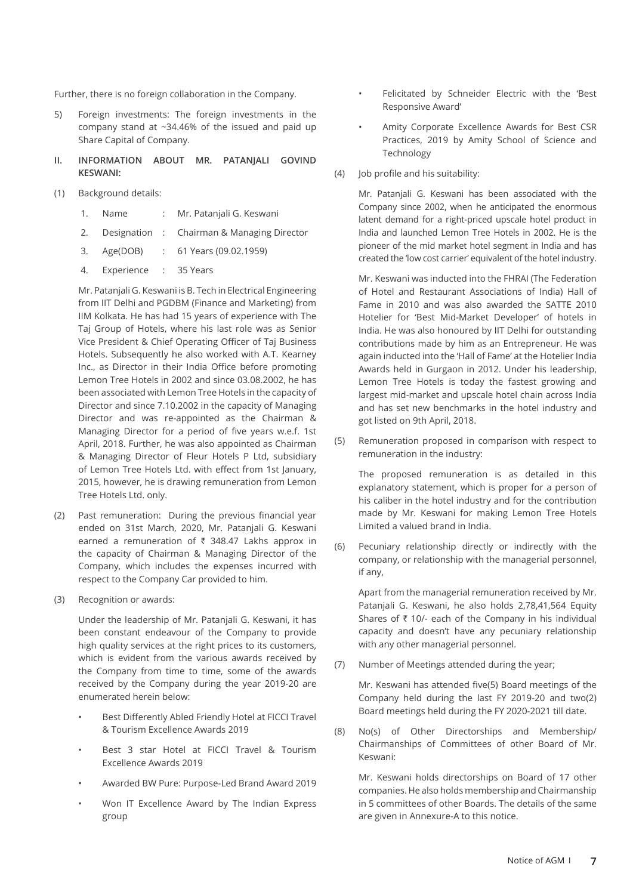Further, there is no foreign collaboration in the Company.

5) Foreign investments: The foreign investments in the company stand at ~34.46% of the issued and paid up Share Capital of Company.

## II. INFORMATION ABOUT MR. PATANJALI GOVIND KESWANI:

(1) Background details:

1. Name : Mr. Patanjali G. Keswani
2. Designation : Chairman & Managing Director
3. Age(DOB) : 61 Years (09.02.1959)
4. Experience : 35 Years

Mr. Patanjali G. Keswani is B. Tech in Electrical Engineering from IIT Delhi and PGDBM (Finance and Marketing) from IIM Kolkata. He has had 15 years of experience with The Taj Group of Hotels, where his last role was as Senior Vice President & Chief Operating Officer of Taj Business Hotels. Subsequently he also worked with A.T. Kearney Inc., as Director in their India Office before promoting Lemon Tree Hotels in 2002 and since 03.08.2002, he has been associated with Lemon Tree Hotels in the capacity of Director and since 7.10.2002 in the capacity of Managing Director and was re-appointed as the Chairman & Managing Director for a period of five years w.e.f. 1st April, 2018. Further, he was also appointed as Chairman & Managing Director of Fleur Hotels P Ltd, subsidiary of Lemon Tree Hotels Ltd. with effect from 1st January, 2015, however, he is drawing remuneration from Lemon Tree Hotels Ltd. only.

(2) Past remuneration: During the previous financial year ended on 31st March, 2020, Mr. Patanjali G. Keswani earned a remuneration of ₹ 348.47 Lakhs approx in the capacity of Chairman & Managing Director of the Company, which includes the expenses incurred with respect to the Company Car provided to him.

(3) Recognition or awards:

Under the leadership of Mr. Patanjali G. Keswani, it has been constant endeavour of the Company to provide high quality services at the right prices to its customers, which is evident from the various awards received by the Company from time to time, some of the awards received by the Company during the year 2019-20 are enumerated herein below:

- Best Differently Abled Friendly Hotel at FICCI Travel & Tourism Excellence Awards 2019
- Best 3 star Hotel at FICCI Travel & Tourism Excellence Awards 2019
- Awarded BW Pure: Purpose-Led Brand Award 2019
- Won IT Excellence Award by The Indian Express group
- Felicitated by Schneider Electric with the 'Best Responsive Award'
- Amity Corporate Excellence Awards for Best CSR Practices, 2019 by Amity School of Science and Technology

(4) Job profile and his suitability:

Mr. Patanjali G. Keswani has been associated with the Company since 2002, when he anticipated the enormous latent demand for a right-priced upscale hotel product in India and launched Lemon Tree Hotels in 2002. He is the pioneer of the mid market hotel segment in India and has created the 'low cost carrier' equivalent of the hotel industry.

Mr. Keswani was inducted into the FHRAI (The Federation of Hotel and Restaurant Associations of India) Hall of Fame in 2010 and was also awarded the SATTE 2010 Hotelier for 'Best Mid-Market Developer' of hotels in India. He was also honoured by IIT Delhi for outstanding contributions made by him as an Entrepreneur. He was again inducted into the 'Hall of Fame' at the Hotelier India Awards held in Gurgaon in 2012. Under his leadership, Lemon Tree Hotels is today the fastest growing and largest mid-market and upscale hotel chain across India and has set new benchmarks in the hotel industry and got listed on 9th April, 2018.

(5) Remuneration proposed in comparison with respect to remuneration in the industry:

The proposed remuneration, which is as detailed in this explanatory statement, which is proper for a person of his caliber in the hotel industry and for the contribution made by Mr. Keswani for making Lemon Tree Hotels Limited a valued brand in India.

(6) Pecuniary relationship directly or indirectly with the company, or relationship with the managerial personnel, if any,

Apart from the managerial remuneration received by Mr. Patanjali G. Keswani, he also holds 2,78,41,564 Equity Shares of ₹ 10/- each of the Company in his individual capacity and doesn't have any pecuniary relationship with any other managerial personnel.

(7) Number of Meetings attended during the year;

Mr. Keswani has attended five(5) Board meetings of the Company held during the last FY 2019-20 and two(2) Board meetings held during the FY 2020-2021 till date.

(8) No(s) of Other Directorships and Membership/ Chairmanships of Committees of other Board of Mr. Keswani:

Mr. Keswani holds directorships on Board of 17 other companies. He also holds membership and Chairmanship in 5 committees of other Boards. The details of the same are given in Annexure-A to this notice.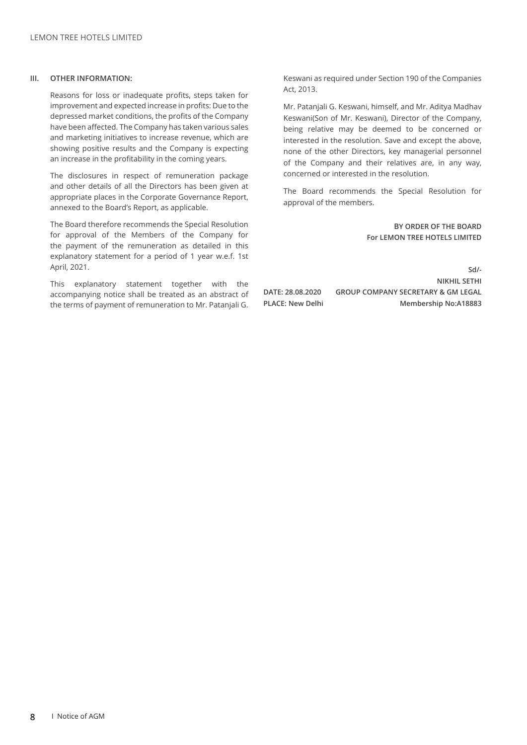### III. OTHER INFORMATION:

Reasons for loss or inadequate profits, steps taken for improvement and expected increase in profits: Due to the depressed market conditions, the profits of the Company have been affected. The Company has taken various sales and marketing initiatives to increase revenue, which are showing positive results and the Company is expecting an increase in the profitability in the coming years.

The disclosures in respect of remuneration package and other details of all the Directors has been given at appropriate places in the Corporate Governance Report, annexed to the Board's Report, as applicable.

The Board therefore recommends the Special Resolution for approval of the Members of the Company for the payment of the remuneration as detailed in this explanatory statement for a period of 1 year w.e.f. 1st April, 2021.

This explanatory statement together with the accompanying notice shall be treated as an abstract of the terms of payment of remuneration to Mr. Patanjali G. Keswani as required under Section 190 of the Companies Act, 2013.

Mr. Patanjali G. Keswani, himself, and Mr. Aditya Madhav Keswani(Son of Mr. Keswani), Director of the Company, being relative may be deemed to be concerned or interested in the resolution. Save and except the above, none of the other Directors, key managerial personnel of the Company and their relatives are, in any way, concerned or interested in the resolution.

The Board recommends the Special Resolution for approval of the members.

**BY ORDER OF THE BOARD**
**For LEMON TREE HOTELS LIMITED**

**Sd/-**
**NIKHIL SETHI**
**GROUP COMPANY SECRETARY & GM LEGAL**
**Membership No:A18883**

**DATE: 28.08.2020**
**PLACE: New Delhi**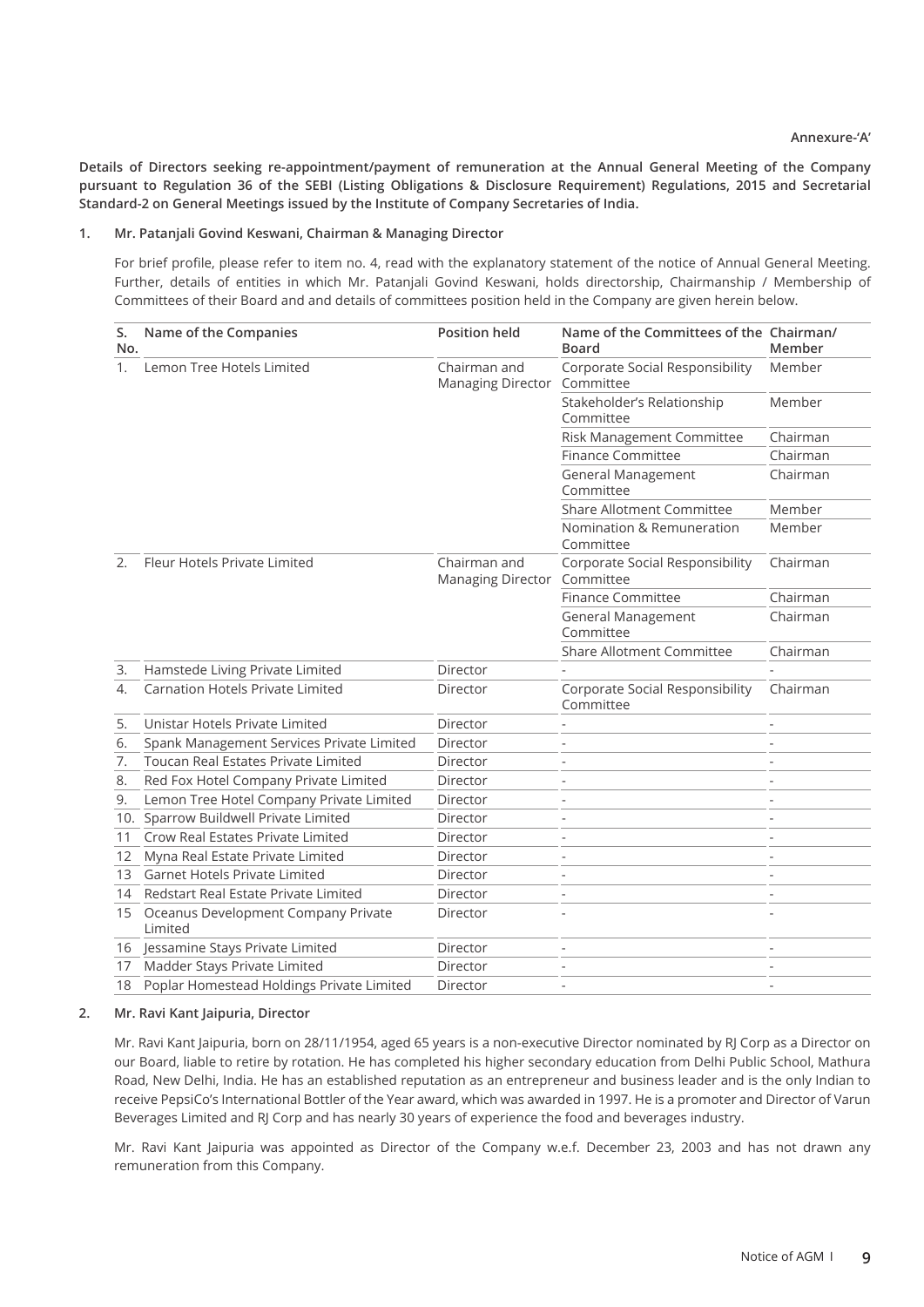**Annexure-'A'**

**Details of Directors seeking re-appointment/payment of remuneration at the Annual General Meeting of the Company pursuant to Regulation 36 of the SEBI (Listing Obligations & Disclosure Requirement) Regulations, 2015 and Secretarial Standard-2 on General Meetings issued by the Institute of Company Secretaries of India.**

**1. Mr. Patanjali Govind Keswani, Chairman & Managing Director**

For brief profile, please refer to item no. 4, read with the explanatory statement of the notice of Annual General Meeting. Further, details of entities in which Mr. Patanjali Govind Keswani, holds directorship, Chairmanship / Membership of Committees of their Board and and details of committees position held in the Company are given herein below.

| S. No. | Name of the Companies | Position held | Name of the Committees of the Board | Chairman/ Member |
|---|---|---|---|---|
| 1. | Lemon Tree Hotels Limited | Chairman and Managing Director | Corporate Social Responsibility Committee | Member |
| | | | Stakeholder's Relationship Committee | Member |
| | | | Risk Management Committee | Chairman |
| | | | Finance Committee | Chairman |
| | | | General Management Committee | Chairman |
| | | | Share Allotment Committee | Member |
| | | | Nomination & Remuneration Committee | Member |
| 2. | Fleur Hotels Private Limited | Chairman and Managing Director | Corporate Social Responsibility Committee | Chairman |
| | | | Finance Committee | Chairman |
| | | | General Management Committee | Chairman |
| | | | Share Allotment Committee | Chairman |
| 3. | Hamstede Living Private Limited | Director | - | - |
| 4. | Carnation Hotels Private Limited | Director | Corporate Social Responsibility Committee | Chairman |
| 5. | Unistar Hotels Private Limited | Director | - | - |
| 6. | Spank Management Services Private Limited | Director | - | - |
| 7. | Toucan Real Estates Private Limited | Director | - | - |
| 8. | Red Fox Hotel Company Private Limited | Director | - | - |
| 9. | Lemon Tree Hotel Company Private Limited | Director | - | - |
| 10. | Sparrow Buildwell Private Limited | Director | - | - |
| 11 | Crow Real Estates Private Limited | Director | - | - |
| 12 | Myna Real Estate Private Limited | Director | - | - |
| 13 | Garnet Hotels Private Limited | Director | - | - |
| 14 | Redstart Real Estate Private Limited | Director | - | - |
| 15 | Oceanus Development Company Private Limited | Director | - | - |
| 16 | Jessamine Stays Private Limited | Director | - | - |
| 17 | Madder Stays Private Limited | Director | - | - |
| 18 | Poplar Homestead Holdings Private Limited | Director | - | - |

**2. Mr. Ravi Kant Jaipuria, Director**

Mr. Ravi Kant Jaipuria, born on 28/11/1954, aged 65 years is a non-executive Director nominated by RJ Corp as a Director on our Board, liable to retire by rotation. He has completed his higher secondary education from Delhi Public School, Mathura Road, New Delhi, India. He has an established reputation as an entrepreneur and business leader and is the only Indian to receive PepsiCo's International Bottler of the Year award, which was awarded in 1997. He is a promoter and Director of Varun Beverages Limited and RJ Corp and has nearly 30 years of experience the food and beverages industry.

Mr. Ravi Kant Jaipuria was appointed as Director of the Company w.e.f. December 23, 2003 and has not drawn any remuneration from this Company.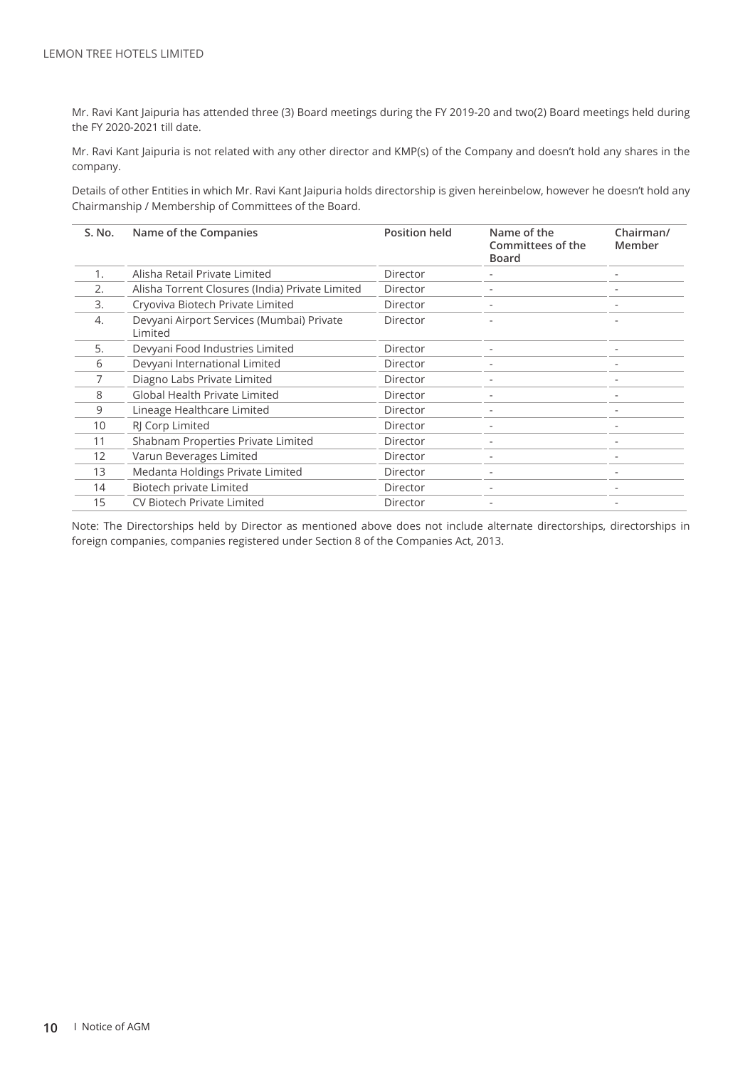Mr. Ravi Kant Jaipuria has attended three (3) Board meetings during the FY 2019-20 and two(2) Board meetings held during the FY 2020-2021 till date.

Mr. Ravi Kant Jaipuria is not related with any other director and KMP(s) of the Company and doesn't hold any shares in the company.

Details of other Entities in which Mr. Ravi Kant Jaipuria holds directorship is given hereinbelow, however he doesn't hold any Chairmanship / Membership of Committees of the Board.

| S. No. | Name of the Companies | Position held | Name of the Committees of the Board | Chairman/ Member |
|---|---|---|---|---|
| 1. | Alisha Retail Private Limited | Director | - | - |
| 2. | Alisha Torrent Closures (India) Private Limited | Director | - | - |
| 3. | Cryoviva Biotech Private Limited | Director | - | - |
| 4. | Devyani Airport Services (Mumbai) Private Limited | Director | - | - |
| 5. | Devyani Food Industries Limited | Director | - | - |
| 6 | Devyani International Limited | Director | - | - |
| 7 | Diagno Labs Private Limited | Director | - | - |
| 8 | Global Health Private Limited | Director | - | - |
| 9 | Lineage Healthcare Limited | Director | - | - |
| 10 | RJ Corp Limited | Director | - | - |
| 11 | Shabnam Properties Private Limited | Director | - | - |
| 12 | Varun Beverages Limited | Director | - | - |
| 13 | Medanta Holdings Private Limited | Director | - | - |
| 14 | Biotech private Limited | Director | - | - |
| 15 | CV Biotech Private Limited | Director | - | - |

Note: The Directorships held by Director as mentioned above does not include alternate directorships, directorships in foreign companies, companies registered under Section 8 of the Companies Act, 2013.